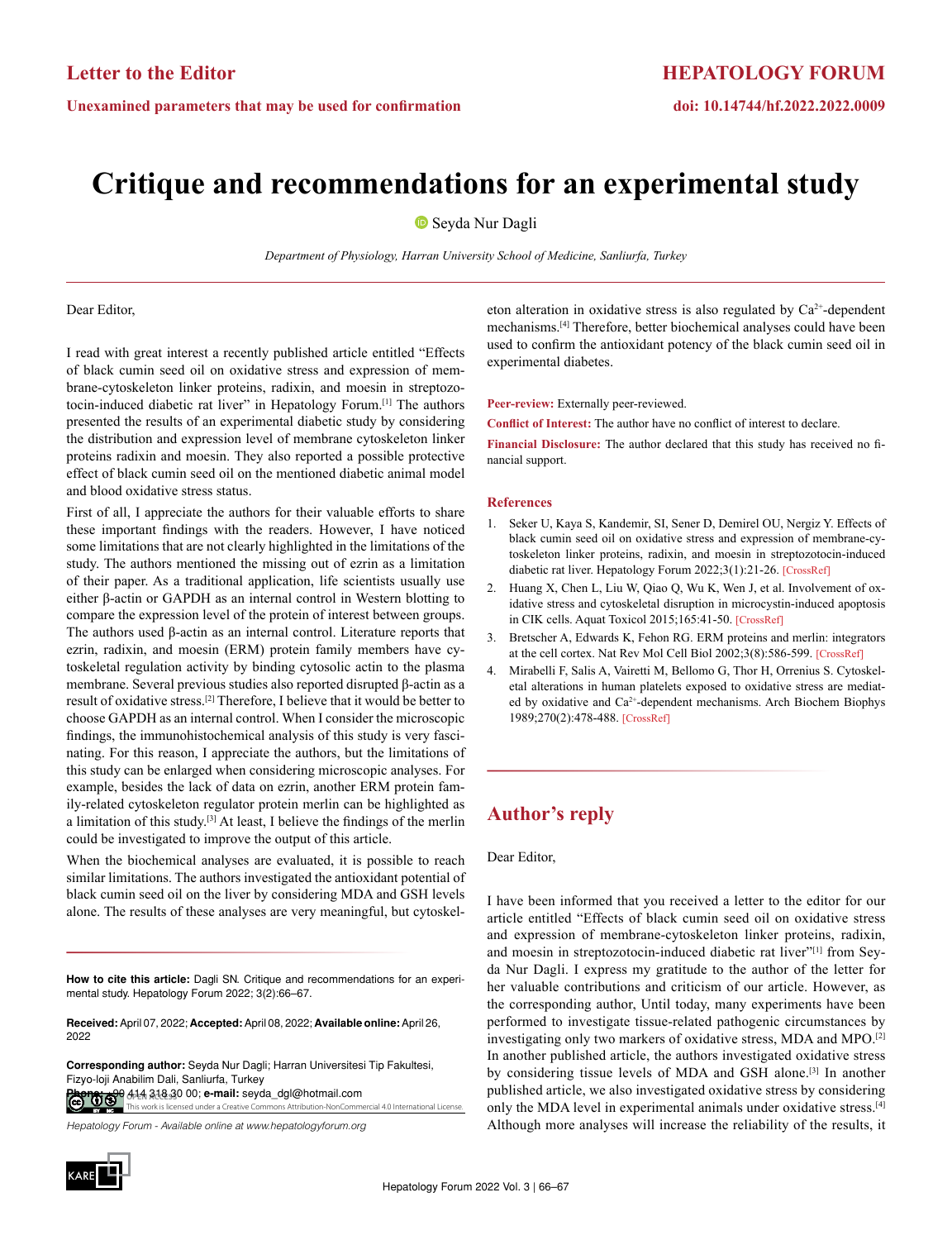Letter to the Editor

Unexamined parameters that may be used for confirmation

HEPATOLOGY FORUM

doi: 10.14744/hf.2022.2022.0009

# Critique and recommendations for an experimental study

Seyda Nur Dagli

*Department of Physiology, Harran University School of Medicine, Sanliurfa, Turkey*

Dear Editor,

I read with great interest a recently published article entitled "Effects of black cumin seed oil on oxidative stress and expression of membrane-cytoskeleton linker proteins, radixin, and moesin in streptozotocin-induced diabetic rat liver" in Hepatology Forum.[1] The authors presented the results of an experimental diabetic study by considering the distribution and expression level of membrane cytoskeleton linker proteins radixin and moesin. They also reported a possible protective effect of black cumin seed oil on the mentioned diabetic animal model and blood oxidative stress status.

First of all, I appreciate the authors for their valuable efforts to share these important findings with the readers. However, I have noticed some limitations that are not clearly highlighted in the limitations of the study. The authors mentioned the missing out of ezrin as a limitation of their paper. As a traditional application, life scientists usually use either β-actin or GAPDH as an internal control in Western blotting to compare the expression level of the protein of interest between groups. The authors used β-actin as an internal control. Literature reports that ezrin, radixin, and moesin (ERM) protein family members have cytoskeletal regulation activity by binding cytosolic actin to the plasma membrane. Several previous studies also reported disrupted β-actin as a result of oxidative stress.[2] Therefore, I believe that it would be better to choose GAPDH as an internal control. When I consider the microscopic findings, the immunohistochemical analysis of this study is very fascinating. For this reason, I appreciate the authors, but the limitations of this study can be enlarged when considering microscopic analyses. For example, besides the lack of data on ezrin, another ERM protein family-related cytoskeleton regulator protein merlin can be highlighted as a limitation of this study.[3] At least, I believe the findings of the merlin could be investigated to improve the output of this article.

When the biochemical analyses are evaluated, it is possible to reach similar limitations. The authors investigated the antioxidant potential of black cumin seed oil on the liver by considering MDA and GSH levels alone. The results of these analyses are very meaningful, but cytoskeleton alteration in oxidative stress is also regulated by $Ca^{2+}$-dependent mechanisms.[4] Therefore, better biochemical analyses could have been used to confirm the antioxidant potency of the black cumin seed oil in experimental diabetes.

**Peer-review:** Externally peer-reviewed.

**Conflict of Interest:** The author have no conflict of interest to declare.

**Financial Disclosure:** The author declared that this study has received no financial support.

## References

1. Seker U, Kaya S, Kandemir, SI, Sener D, Demirel OU, Nergiz Y. Effects of black cumin seed oil on oxidative stress and expression of membrane-cytoskeleton linker proteins, radixin, and moesin in streptozotocin-induced diabetic rat liver. Hepatology Forum 2022;3(1):21-26. [CrossRef]
2. Huang X, Chen L, Liu W, Qiao Q, Wu K, Wen J, et al. Involvement of oxidative stress and cytoskeletal disruption in microcystin-induced apoptosis in CIK cells. Aquat Toxicol 2015;165:41-50. [CrossRef]
3. Bretscher A, Edwards K, Fehon RG. ERM proteins and merlin: integrators at the cell cortex. Nat Rev Mol Cell Biol 2002;3(8):586-599. [CrossRef]
4. Mirabelli F, Salis A, Vairetti M, Bellomo G, Thor H, Orrenius S. Cytoskeletal alterations in human platelets exposed to oxidative stress are mediated by oxidative and $Ca^{2+}$-dependent mechanisms. Arch Biochem Biophys 1989;270(2):478-488. [CrossRef]

**How to cite this article:** Dagli SN. Critique and recommendations for an experimental study. Hepatology Forum 2022; 3(2):66–67.

**Received:** April 07, 2022; **Accepted:** April 08, 2022; **Available online:** April 26, 2022

**Corresponding author:** Seyda Nur Dagli; Harran Universitesi Tip Fakultesi, Fizyo-loji Anabilim Dali, Sanliurfa, Turkey

**Phone:** +90 414 318 30 00; **e-mail:** seyda_dgl@hotmail.com

This work is licensed under a Creative Commons Attribution-NonCommercial 4.0 International License.

## Author's reply

Dear Editor,

I have been informed that you received a letter to the editor for our article entitled "Effects of black cumin seed oil on oxidative stress and expression of membrane-cytoskeleton linker proteins, radixin, and moesin in streptozotocin-induced diabetic rat liver"[1] from Seyda Nur Dagli. I express my gratitude to the author of the letter for her valuable contributions and criticism of our article. However, as the corresponding author, Until today, many experiments have been performed to investigate tissue-related pathogenic circumstances by investigating only two markers of oxidative stress, MDA and MPO.[2] In another published article, the authors investigated oxidative stress by considering tissue levels of MDA and GSH alone.[3] In another published article, we also investigated oxidative stress by considering only the MDA level in experimental animals under oxidative stress.[4] Although more analyses will increase the reliability of the results, it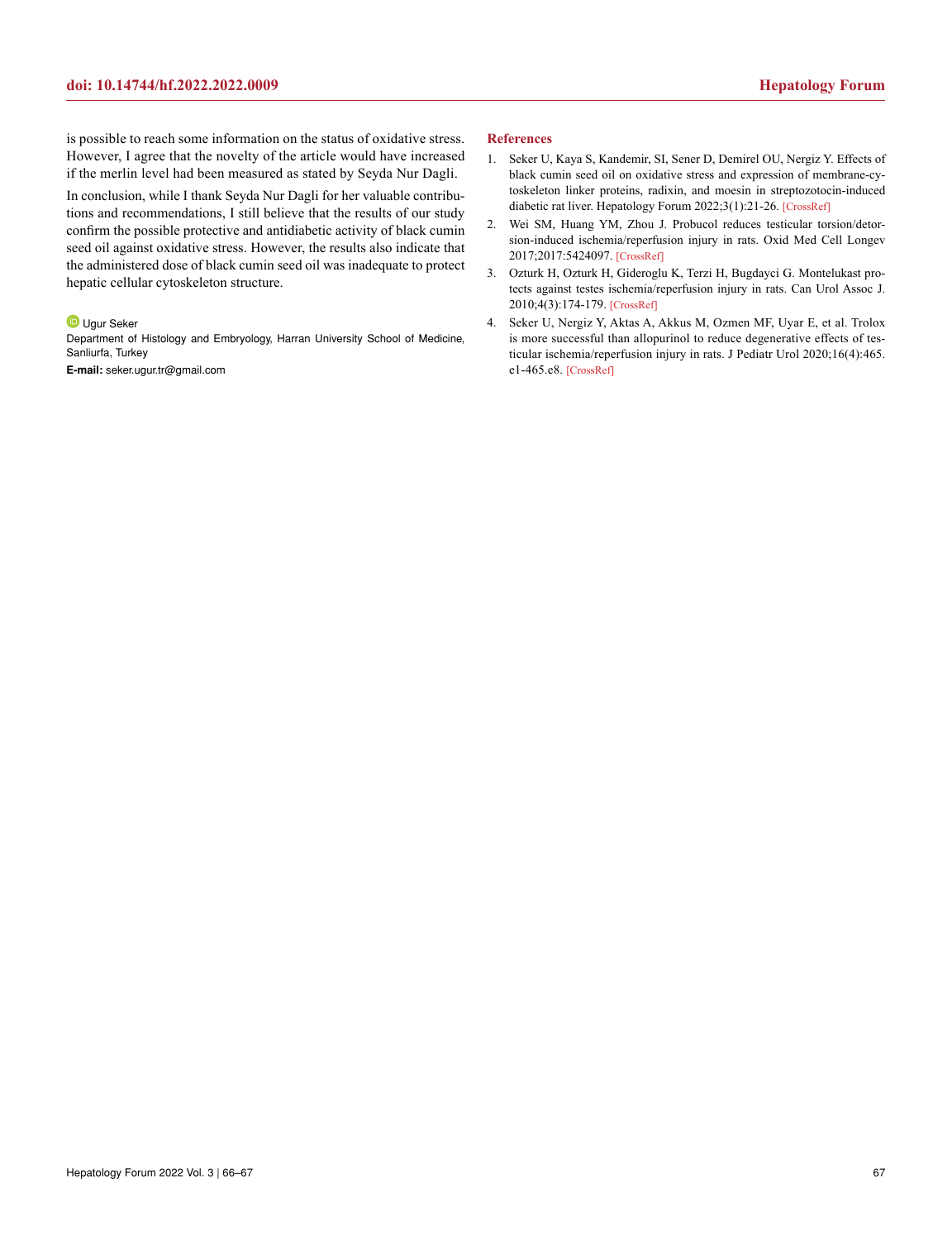is possible to reach some information on the status of oxidative stress. However, I agree that the novelty of the article would have increased if the merlin level had been measured as stated by Seyda Nur Dagli.

In conclusion, while I thank Seyda Nur Dagli for her valuable contributions and recommendations, I still believe that the results of our study confirm the possible protective and antidiabetic activity of black cumin seed oil against oxidative stress. However, the results also indicate that the administered dose of black cumin seed oil was inadequate to protect hepatic cellular cytoskeleton structure.

Ugur Seker
Department of Histology and Embryology, Harran University School of Medicine, Sanliurfa, Turkey
**E-mail:** seker.ugur.tr@gmail.com

## References

1. Seker U, Kaya S, Kandemir, SI, Sener D, Demirel OU, Nergiz Y. Effects of black cumin seed oil on oxidative stress and expression of membrane-cytoskeleton linker proteins, radixin, and moesin in streptozotocin-induced diabetic rat liver. Hepatology Forum 2022;3(1):21-26. [CrossRef]
2. Wei SM, Huang YM, Zhou J. Probucol reduces testicular torsion/detorsion-induced ischemia/reperfusion injury in rats. Oxid Med Cell Longev 2017;2017:5424097. [CrossRef]
3. Ozturk H, Ozturk H, Gideroglu K, Terzi H, Bugdayci G. Montelukast protects against testes ischemia/reperfusion injury in rats. Can Urol Assoc J. 2010;4(3):174-179. [CrossRef]
4. Seker U, Nergiz Y, Aktas A, Akkus M, Ozmen MF, Uyar E, et al. Trolox is more successful than allopurinol to reduce degenerative effects of testicular ischemia/reperfusion injury in rats. J Pediatr Urol 2020;16(4):465.e1-465.e8. [CrossRef]